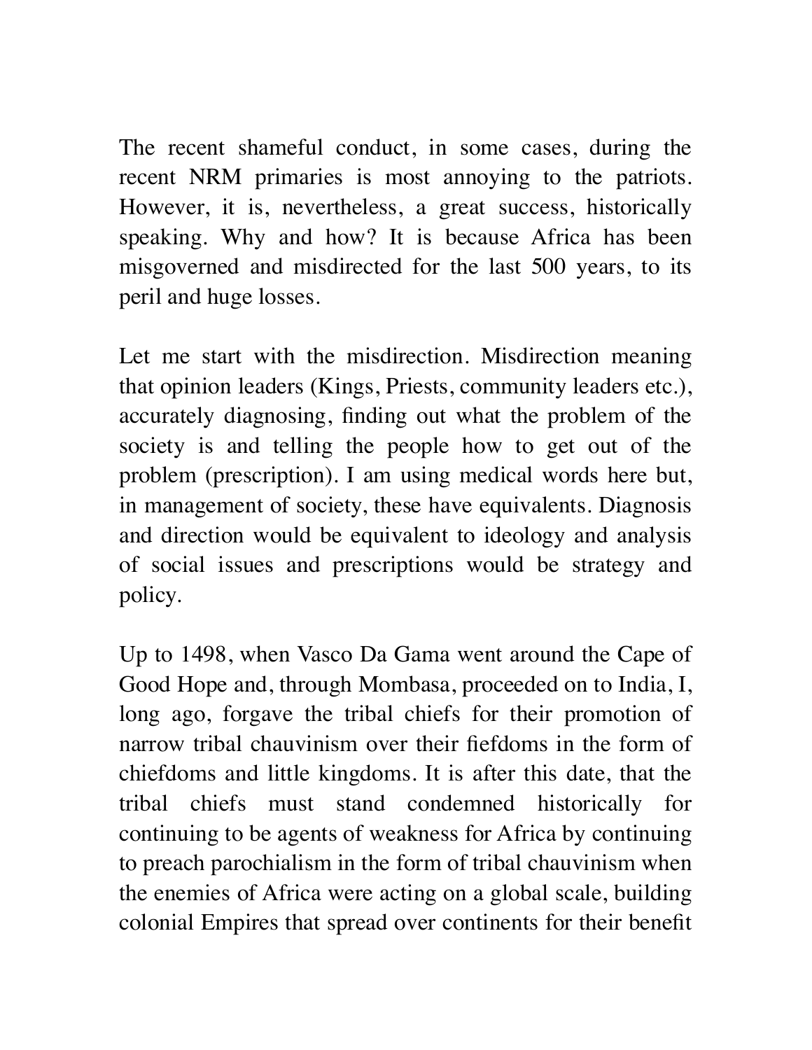The recent shameful conduct, in some cases, during the recent NRM primaries is most annoying to the patriots. However, it is, nevertheless, a great success, historically speaking. Why and how? It is because Africa has been misgoverned and misdirected for the last 500 years, to its peril and huge losses.

Let me start with the misdirection. Misdirection meaning that opinion leaders (Kings, Priests, community leaders etc.), accurately diagnosing, finding out what the problem of the society is and telling the people how to get out of the problem (prescription). I am using medical words here but, in management of society, these have equivalents. Diagnosis and direction would be equivalent to ideology and analysis of social issues and prescriptions would be strategy and policy.

Up to 1498, when Vasco Da Gama went around the Cape of Good Hope and, through Mombasa, proceeded on to India, I, long ago, forgave the tribal chiefs for their promotion of narrow tribal chauvinism over their fiefdoms in the form of chiefdoms and little kingdoms. It is after this date, that the tribal chiefs must stand condemned historically for continuing to be agents of weakness for Africa by continuing to preach parochialism in the form of tribal chauvinism when the enemies of Africa were acting on a global scale, building colonial Empires that spread over continents for their benefit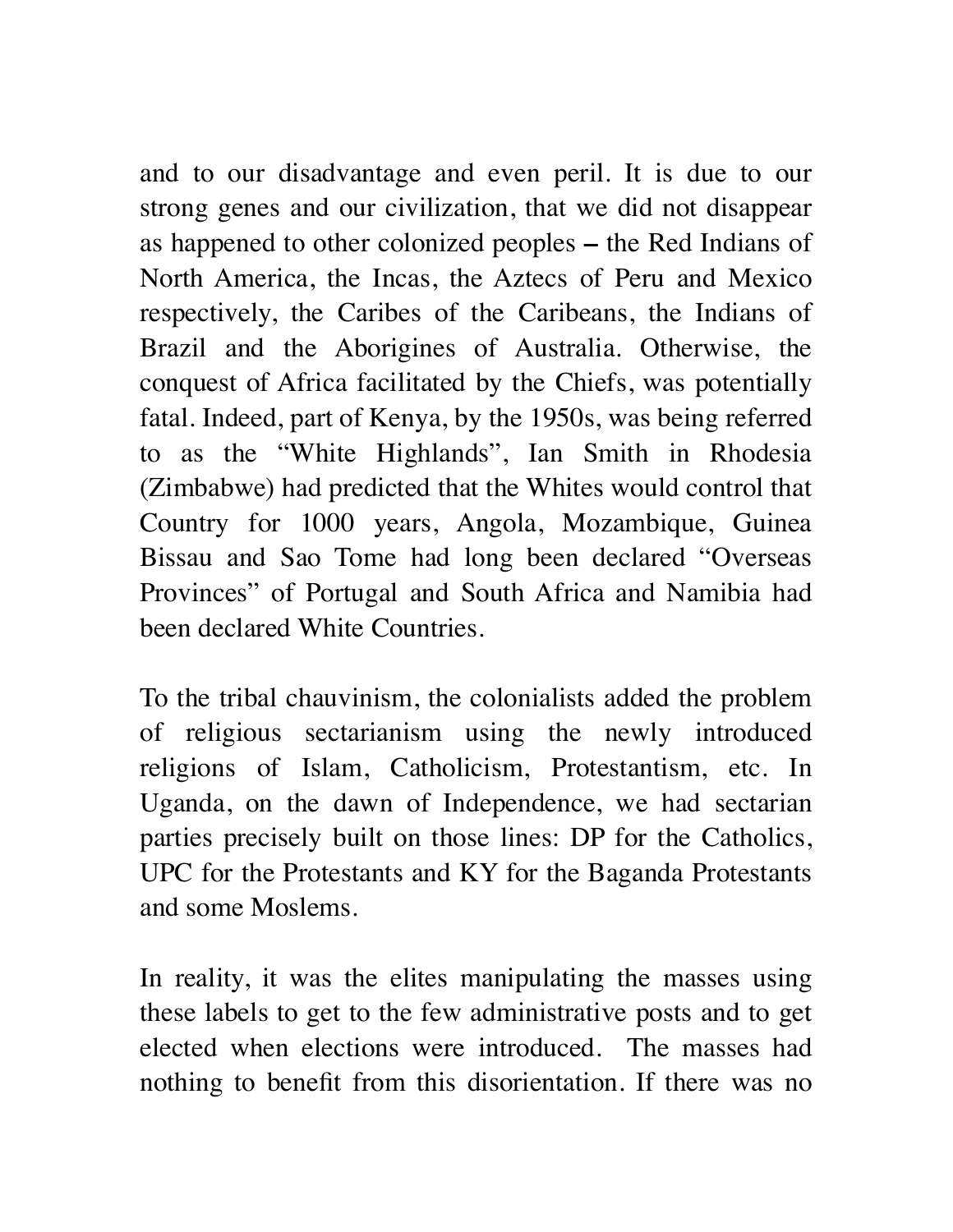and to our disadvantage and even peril. It is due to our strong genes and our civilization, that we did not disappear as happened to other colonized peoples – the Red Indians of North America, the Incas, the Aztecs of Peru and Mexico respectively, the Caribes of the Caribeans, the Indians of Brazil and the Aborigines of Australia. Otherwise, the conquest of Africa facilitated by the Chiefs, was potentially fatal. Indeed, part of Kenya, by the 1950s, was being referred to as the "White Highlands", Ian Smith in Rhodesia (Zimbabwe) had predicted that the Whites would control that Country for 1000 years, Angola, Mozambique, Guinea Bissau and Sao Tome had long been declared "Overseas Provinces" of Portugal and South Africa and Namibia had been declared White Countries.

To the tribal chauvinism, the colonialists added the problem of religious sectarianism using the newly introduced religions of Islam, Catholicism, Protestantism, etc. In Uganda, on the dawn of Independence, we had sectarian parties precisely built on those lines: DP for the Catholics, UPC for the Protestants and KY for the Baganda Protestants and some Moslems.

In reality, it was the elites manipulating the masses using these labels to get to the few administrative posts and to get elected when elections were introduced. The masses had nothing to benefit from this disorientation. If there was no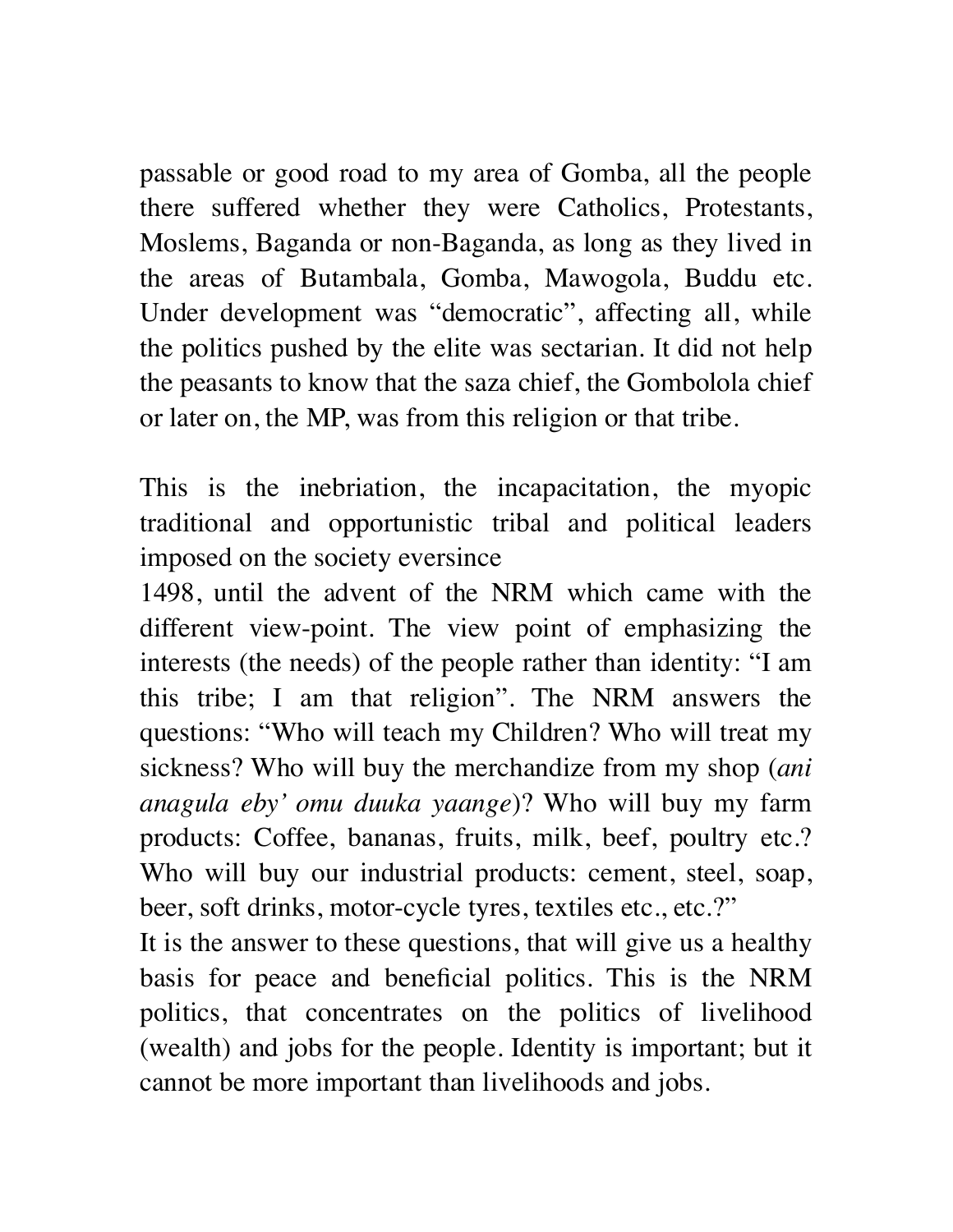passable or good road to my area of Gomba, all the people there suffered whether they were Catholics, Protestants, Moslems, Baganda or non-Baganda, as long as they lived in the areas of Butambala, Gomba, Mawogola, Buddu etc. Under development was "democratic", affecting all, while the politics pushed by the elite was sectarian. It did not help the peasants to know that the saza chief, the Gombolola chief or later on, the MP, was from this religion or that tribe.

This is the inebriation, the incapacitation, the myopic traditional and opportunistic tribal and political leaders imposed on the society eversince
1498, until the advent of the NRM which came with the different view-point. The view point of emphasizing the interests (the needs) of the people rather than identity: "I am this tribe; I am that religion". The NRM answers the questions: "Who will teach my Children? Who will treat my sickness? Who will buy the merchandize from my shop (*ani anagula eby' omu duuka yaange*)? Who will buy my farm products: Coffee, bananas, fruits, milk, beef, poultry etc.? Who will buy our industrial products: cement, steel, soap, beer, soft drinks, motor-cycle tyres, textiles etc., etc.?"
It is the answer to these questions, that will give us a healthy basis for peace and beneficial politics. This is the NRM politics, that concentrates on the politics of livelihood (wealth) and jobs for the people. Identity is important; but it cannot be more important than livelihoods and jobs.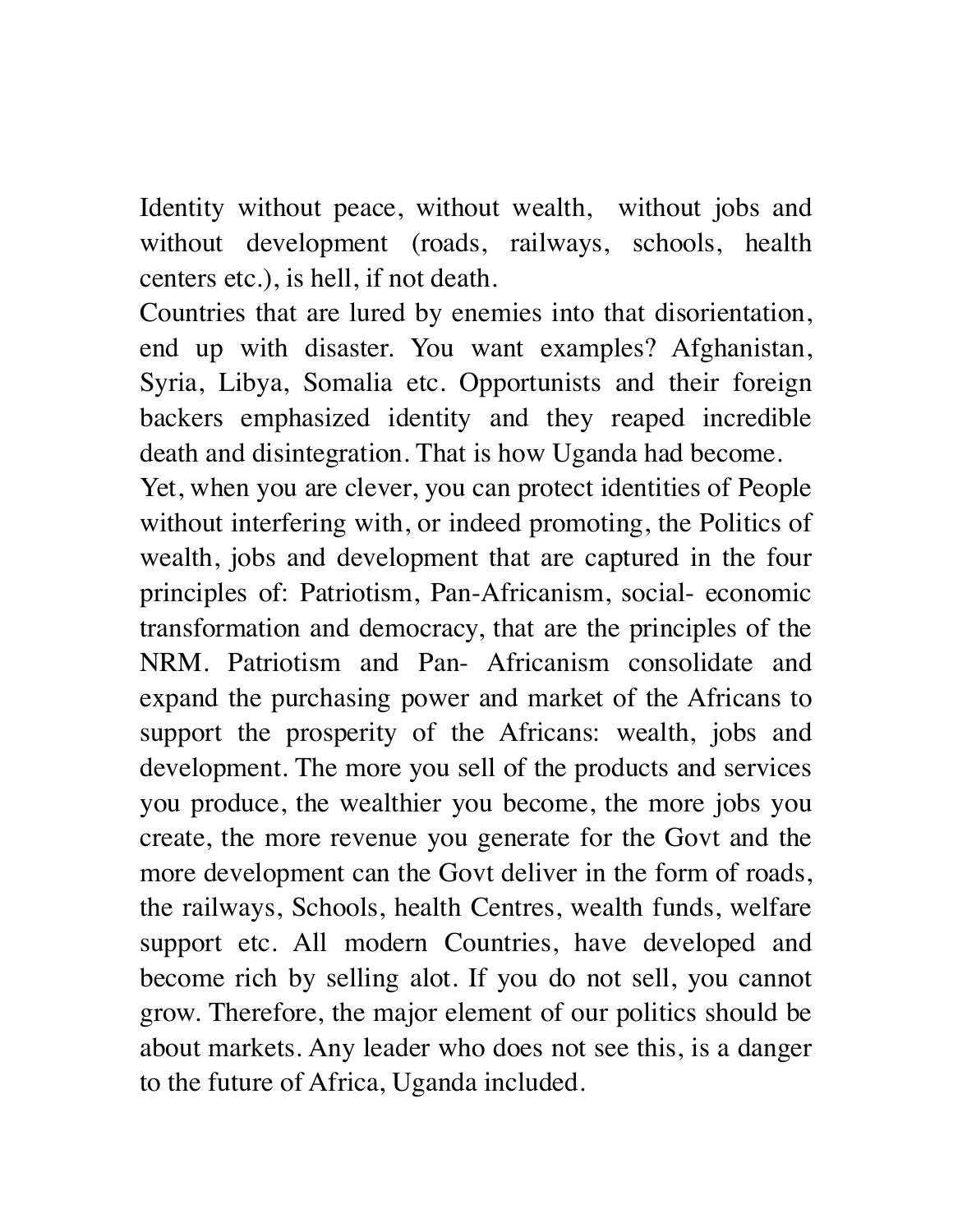Identity without peace, without wealth, without jobs and without development (roads, railways, schools, health centers etc.), is hell, if not death.

Countries that are lured by enemies into that disorientation, end up with disaster. You want examples? Afghanistan, Syria, Libya, Somalia etc. Opportunists and their foreign backers emphasized identity and they reaped incredible death and disintegration. That is how Uganda had become.

Yet, when you are clever, you can protect identities of People without interfering with, or indeed promoting, the Politics of wealth, jobs and development that are captured in the four principles of: Patriotism, Pan-Africanism, social- economic transformation and democracy, that are the principles of the NRM. Patriotism and Pan- Africanism consolidate and expand the purchasing power and market of the Africans to support the prosperity of the Africans: wealth, jobs and development. The more you sell of the products and services you produce, the wealthier you become, the more jobs you create, the more revenue you generate for the Govt and the more development can the Govt deliver in the form of roads, the railways, Schools, health Centres, wealth funds, welfare support etc. All modern Countries, have developed and become rich by selling alot. If you do not sell, you cannot grow. Therefore, the major element of our politics should be about markets. Any leader who does not see this, is a danger to the future of Africa, Uganda included.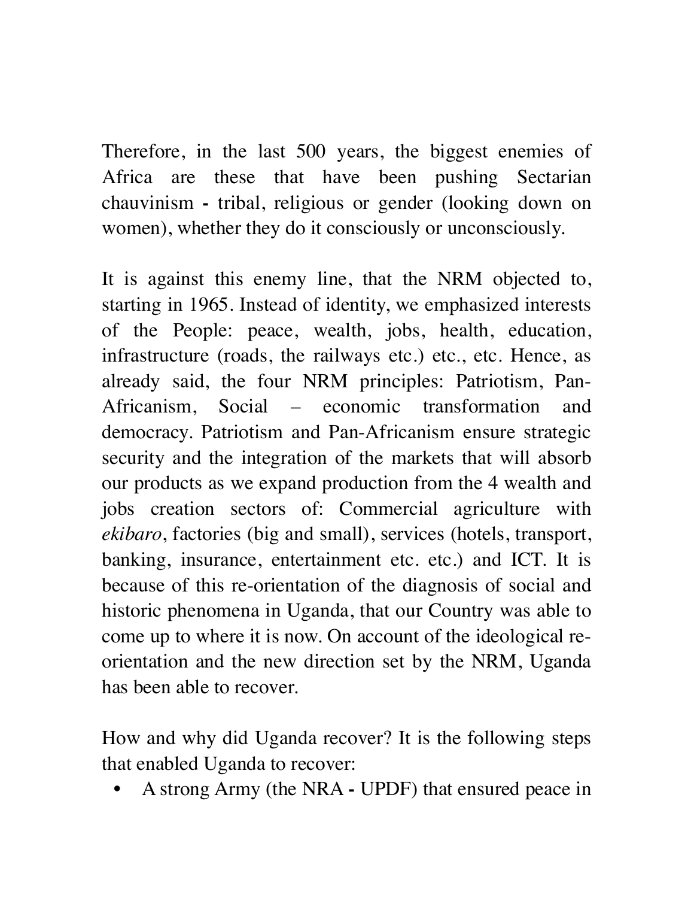Therefore, in the last 500 years, the biggest enemies of Africa are these that have been pushing Sectarian chauvinism **-** tribal, religious or gender (looking down on women), whether they do it consciously or unconsciously.

It is against this enemy line, that the NRM objected to, starting in 1965. Instead of identity, we emphasized interests of the People: peace, wealth, jobs, health, education, infrastructure (roads, the railways etc.) etc., etc. Hence, as already said, the four NRM principles: Patriotism, Pan-Africanism, Social – economic transformation and democracy. Patriotism and Pan-Africanism ensure strategic security and the integration of the markets that will absorb our products as we expand production from the 4 wealth and jobs creation sectors of: Commercial agriculture with *ekibaro*, factories (big and small), services (hotels, transport, banking, insurance, entertainment etc. etc.) and ICT. It is because of this re-orientation of the diagnosis of social and historic phenomena in Uganda, that our Country was able to come up to where it is now. On account of the ideological re-orientation and the new direction set by the NRM, Uganda has been able to recover.

How and why did Uganda recover? It is the following steps that enabled Uganda to recover:

- A strong Army (the NRA **-** UPDF) that ensured peace in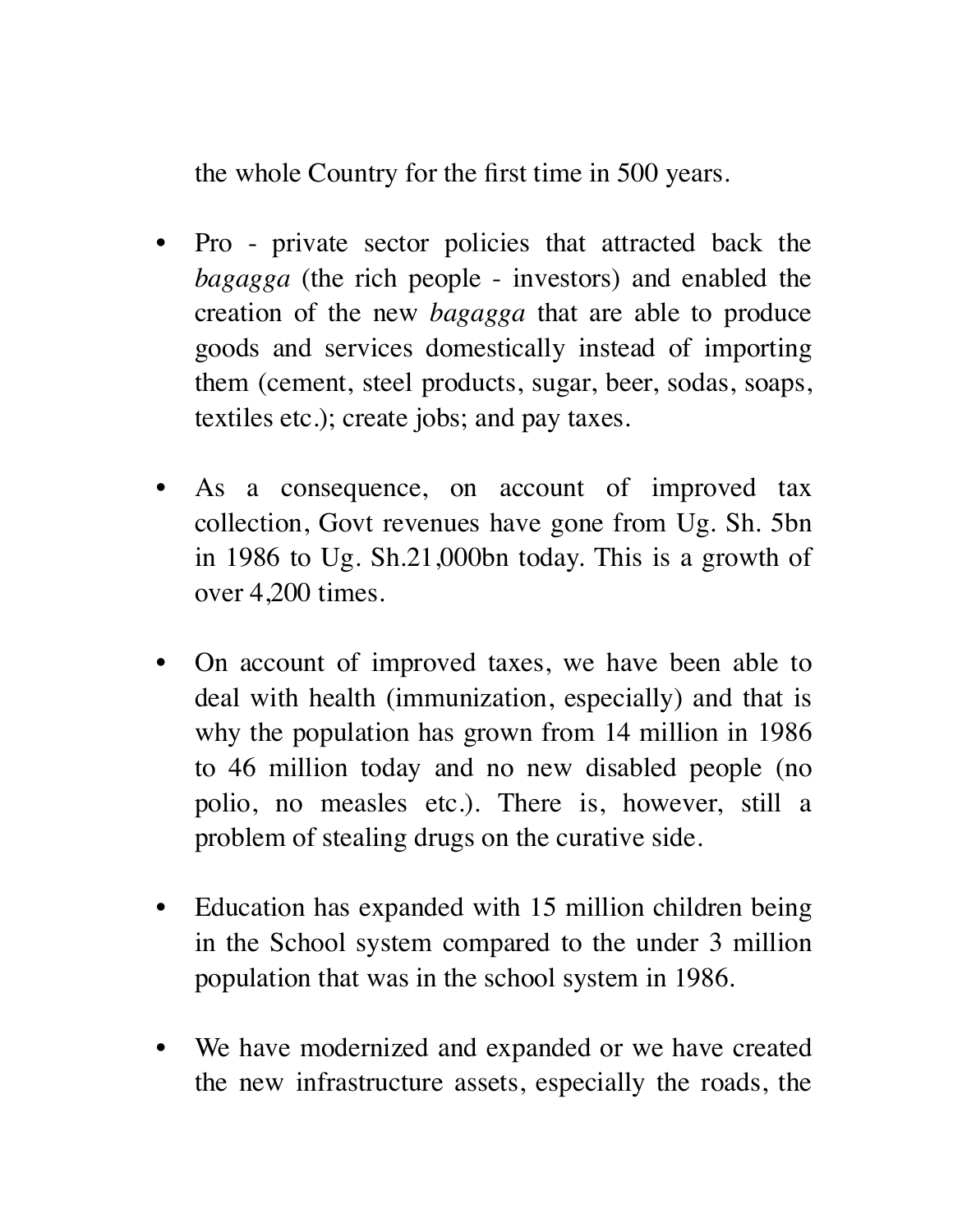the whole Country for the first time in 500 years.

- Pro - private sector policies that attracted back the *bagagga* (the rich people - investors) and enabled the creation of the new *bagagga* that are able to produce goods and services domestically instead of importing them (cement, steel products, sugar, beer, sodas, soaps, textiles etc.); create jobs; and pay taxes.

- As a consequence, on account of improved tax collection, Govt revenues have gone from Ug. Sh. 5bn in 1986 to Ug. Sh.21,000bn today. This is a growth of over 4,200 times.

- On account of improved taxes, we have been able to deal with health (immunization, especially) and that is why the population has grown from 14 million in 1986 to 46 million today and no new disabled people (no polio, no measles etc.). There is, however, still a problem of stealing drugs on the curative side.

- Education has expanded with 15 million children being in the School system compared to the under 3 million population that was in the school system in 1986.

- We have modernized and expanded or we have created the new infrastructure assets, especially the roads, the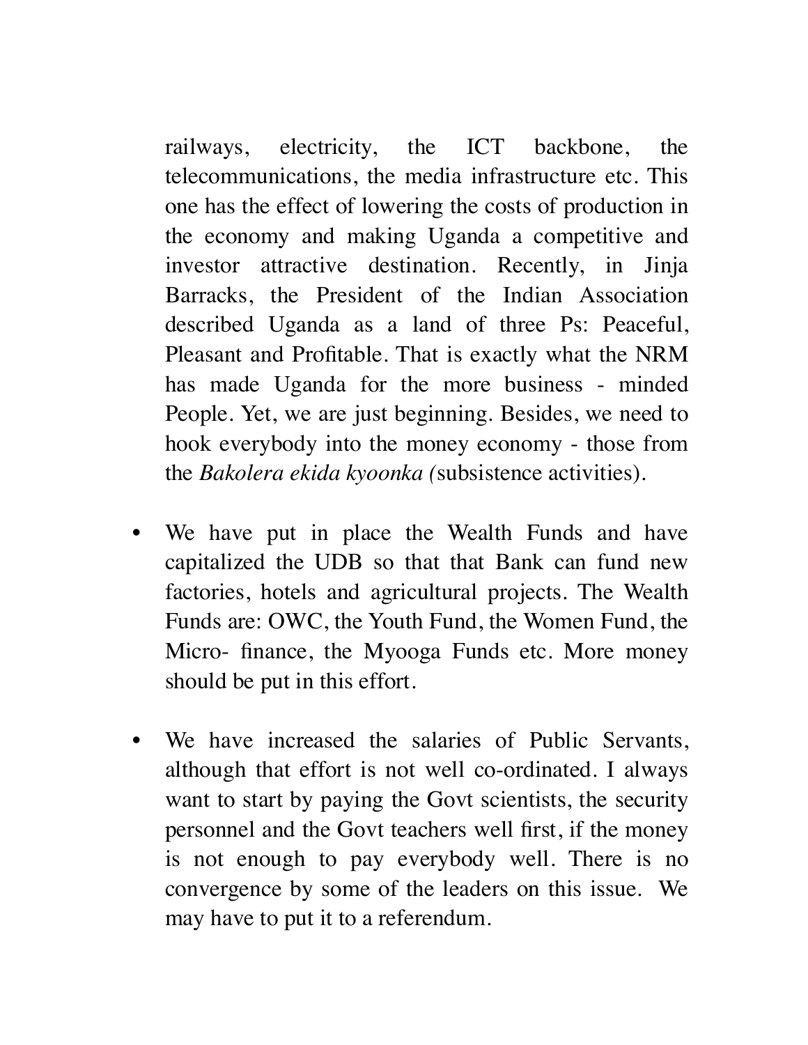railways, electricity, the ICT backbone, the telecommunications, the media infrastructure etc. This one has the effect of lowering the costs of production in the economy and making Uganda a competitive and investor attractive destination. Recently, in Jinja Barracks, the President of the Indian Association described Uganda as a land of three Ps: Peaceful, Pleasant and Profitable. That is exactly what the NRM has made Uganda for the more business - minded People. Yet, we are just beginning. Besides, we need to hook everybody into the money economy - those from the *Bakolera ekida kyoonka (*subsistence activities).

- We have put in place the Wealth Funds and have capitalized the UDB so that that Bank can fund new factories, hotels and agricultural projects. The Wealth Funds are: OWC, the Youth Fund, the Women Fund, the Micro- finance, the Myooga Funds etc. More money should be put in this effort.

- We have increased the salaries of Public Servants, although that effort is not well co-ordinated. I always want to start by paying the Govt scientists, the security personnel and the Govt teachers well first, if the money is not enough to pay everybody well. There is no convergence by some of the leaders on this issue. We may have to put it to a referendum.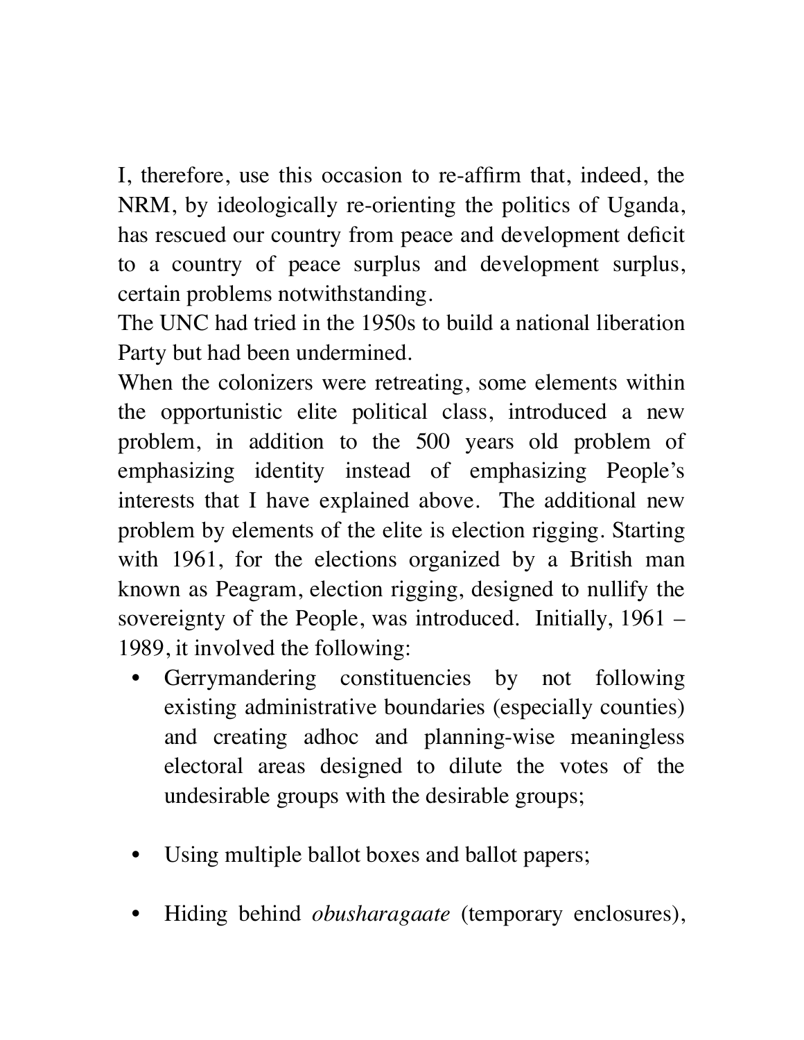I, therefore, use this occasion to re-affirm that, indeed, the NRM, by ideologically re-orienting the politics of Uganda, has rescued our country from peace and development deficit to a country of peace surplus and development surplus, certain problems notwithstanding.

The UNC had tried in the 1950s to build a national liberation Party but had been undermined.

When the colonizers were retreating, some elements within the opportunistic elite political class, introduced a new problem, in addition to the 500 years old problem of emphasizing identity instead of emphasizing People's interests that I have explained above. The additional new problem by elements of the elite is election rigging. Starting with 1961, for the elections organized by a British man known as Peagram, election rigging, designed to nullify the sovereignty of the People, was introduced. Initially, 1961 – 1989, it involved the following:

- Gerrymandering constituencies by not following existing administrative boundaries (especially counties) and creating adhoc and planning-wise meaningless electoral areas designed to dilute the votes of the undesirable groups with the desirable groups;

- Using multiple ballot boxes and ballot papers;

- Hiding behind *obusharagaate* (temporary enclosures),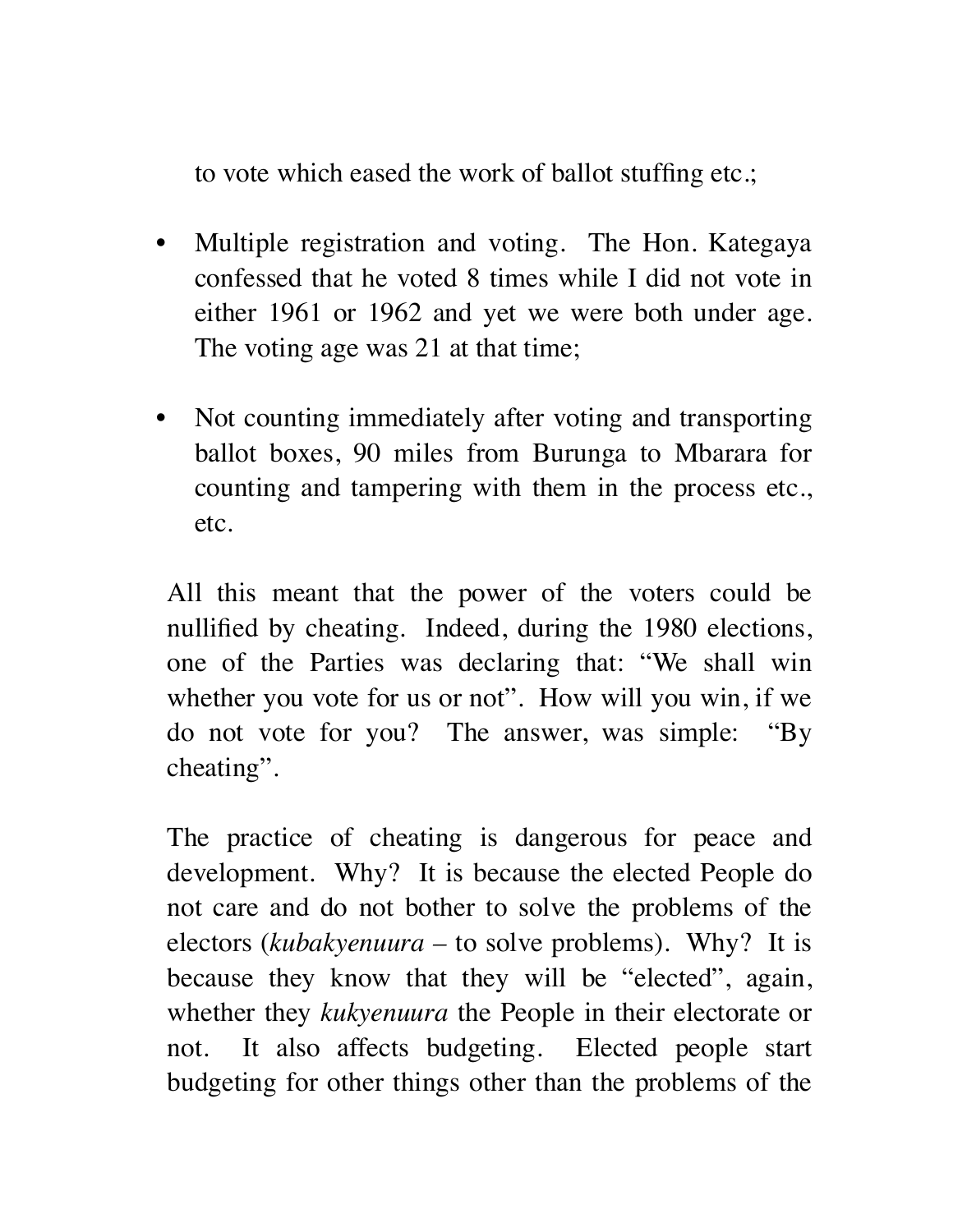to vote which eased the work of ballot stuffing etc.;

- Multiple registration and voting. The Hon. Kategaya confessed that he voted 8 times while I did not vote in either 1961 or 1962 and yet we were both under age. The voting age was 21 at that time;

- Not counting immediately after voting and transporting ballot boxes, 90 miles from Burunga to Mbarara for counting and tampering with them in the process etc., etc.

All this meant that the power of the voters could be nullified by cheating. Indeed, during the 1980 elections, one of the Parties was declaring that: "We shall win whether you vote for us or not". How will you win, if we do not vote for you? The answer, was simple: "By cheating".

The practice of cheating is dangerous for peace and development. Why? It is because the elected People do not care and do not bother to solve the problems of the electors (*kubakyenuura* – to solve problems). Why? It is because they know that they will be "elected", again, whether they *kukyenuura* the People in their electorate or not. It also affects budgeting. Elected people start budgeting for other things other than the problems of the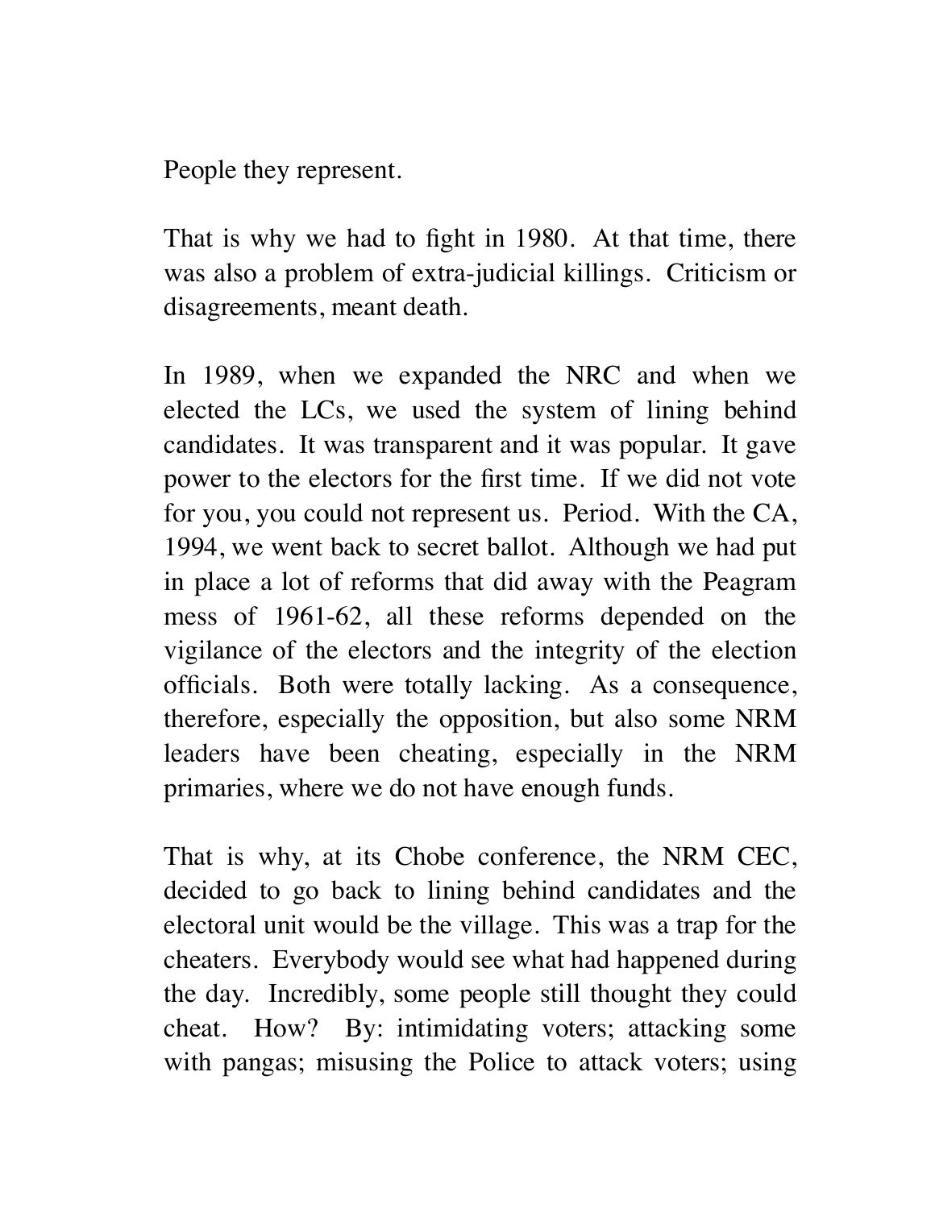People they represent.

That is why we had to fight in 1980. At that time, there was also a problem of extra-judicial killings. Criticism or disagreements, meant death.

In 1989, when we expanded the NRC and when we elected the LCs, we used the system of lining behind candidates. It was transparent and it was popular. It gave power to the electors for the first time. If we did not vote for you, you could not represent us. Period. With the CA, 1994, we went back to secret ballot. Although we had put in place a lot of reforms that did away with the Peagram mess of 1961-62, all these reforms depended on the vigilance of the electors and the integrity of the election officials. Both were totally lacking. As a consequence, therefore, especially the opposition, but also some NRM leaders have been cheating, especially in the NRM primaries, where we do not have enough funds.

That is why, at its Chobe conference, the NRM CEC, decided to go back to lining behind candidates and the electoral unit would be the village. This was a trap for the cheaters. Everybody would see what had happened during the day. Incredibly, some people still thought they could cheat. How? By: intimidating voters; attacking some with pangas; misusing the Police to attack voters; using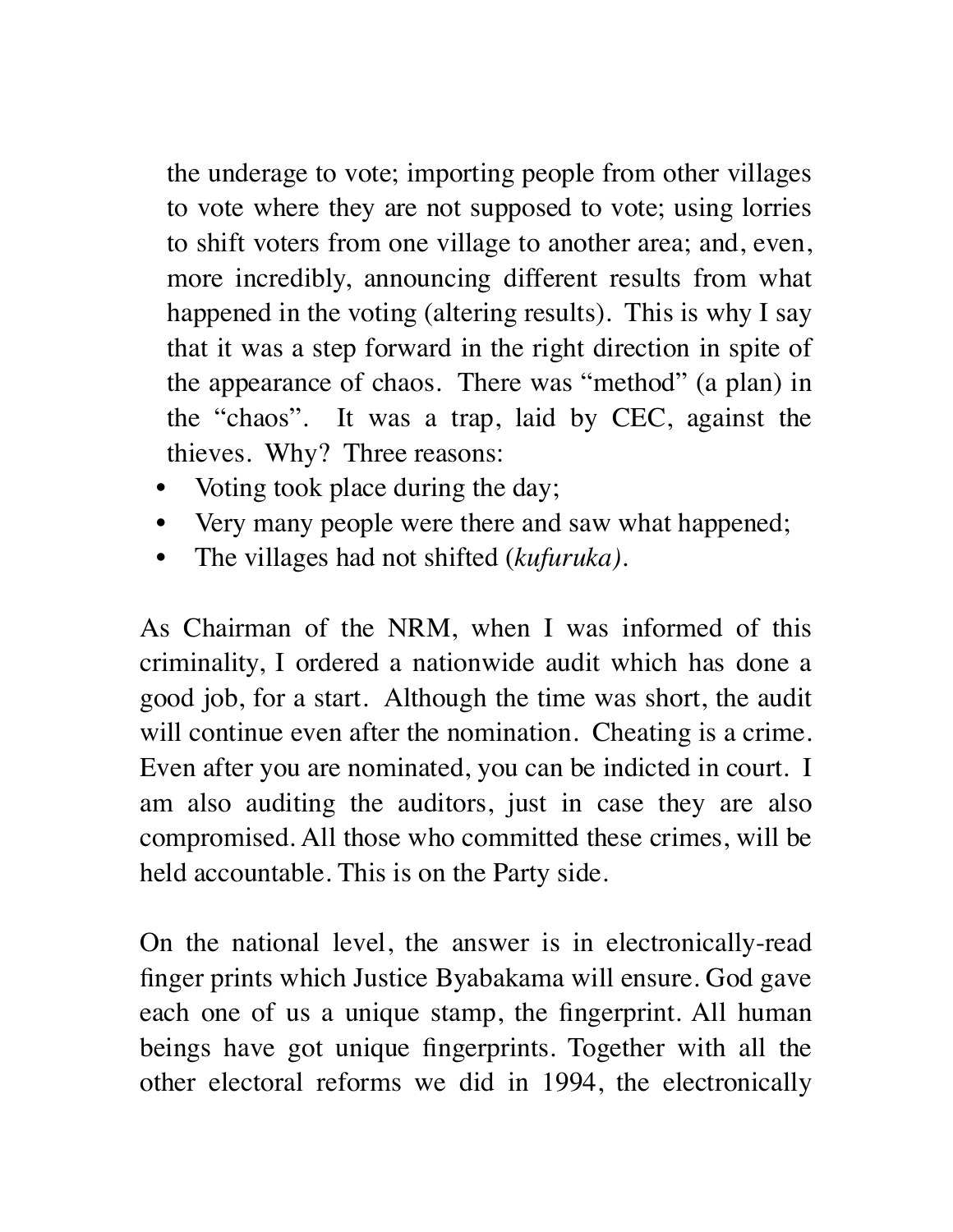the underage to vote; importing people from other villages to vote where they are not supposed to vote; using lorries to shift voters from one village to another area; and, even, more incredibly, announcing different results from what happened in the voting (altering results). This is why I say that it was a step forward in the right direction in spite of the appearance of chaos. There was "method" (a plan) in the "chaos". It was a trap, laid by CEC, against the thieves. Why? Three reasons:

- Voting took place during the day;
- Very many people were there and saw what happened;
- The villages had not shifted (*kufuruka).*

As Chairman of the NRM, when I was informed of this criminality, I ordered a nationwide audit which has done a good job, for a start. Although the time was short, the audit will continue even after the nomination. Cheating is a crime. Even after you are nominated, you can be indicted in court. I am also auditing the auditors, just in case they are also compromised. All those who committed these crimes, will be held accountable. This is on the Party side.

On the national level, the answer is in electronically-read finger prints which Justice Byabakama will ensure. God gave each one of us a unique stamp, the fingerprint. All human beings have got unique fingerprints. Together with all the other electoral reforms we did in 1994, the electronically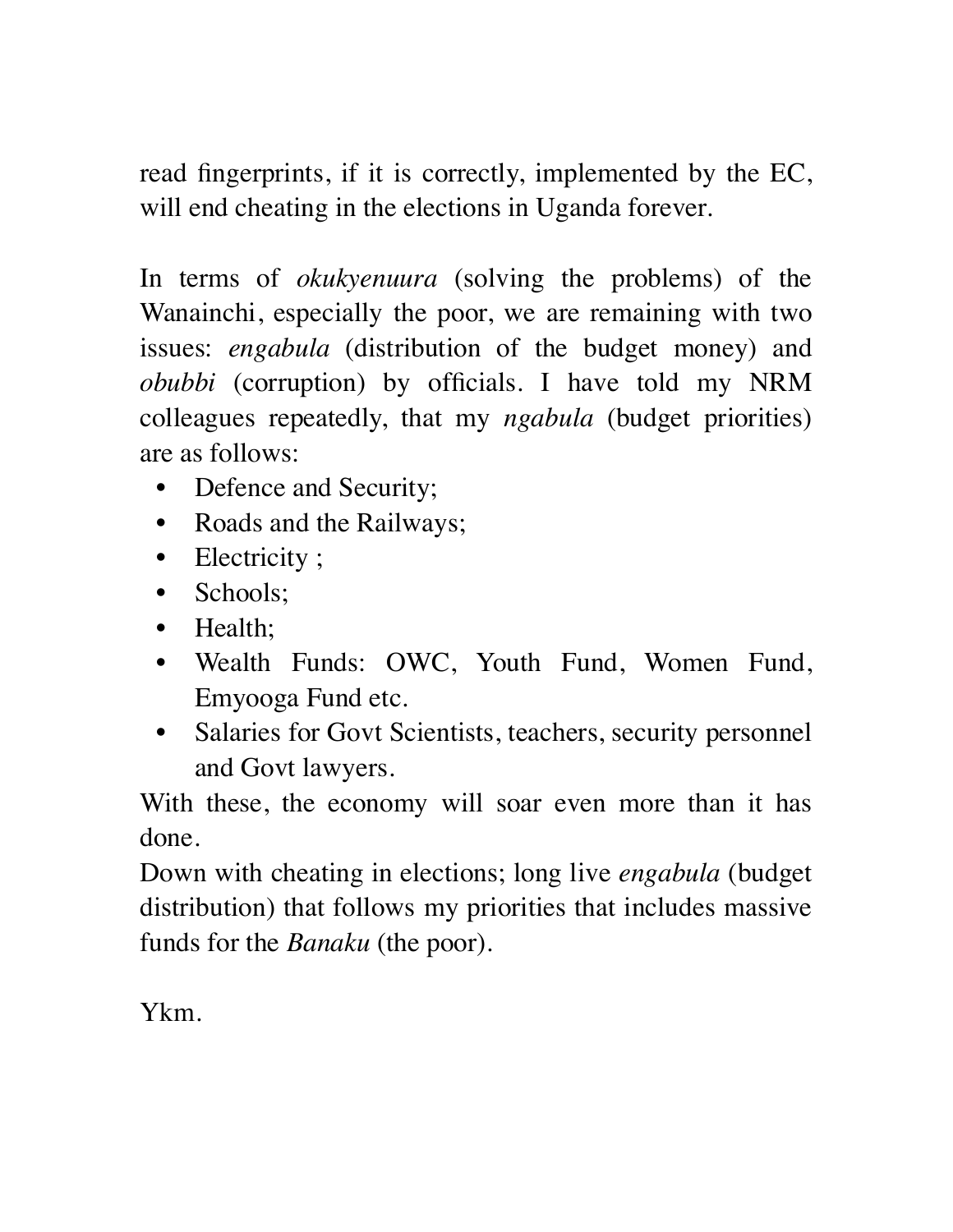read fingerprints, if it is correctly, implemented by the EC, will end cheating in the elections in Uganda forever.

In terms of *okukyenuura* (solving the problems) of the Wanainchi, especially the poor, we are remaining with two issues: *engabula* (distribution of the budget money) and *obubbi* (corruption) by officials. I have told my NRM colleagues repeatedly, that my *ngabula* (budget priorities) are as follows:

- Defence and Security;
- Roads and the Railways;
- Electricity ;
- Schools;
- Health;
- Wealth Funds: OWC, Youth Fund, Women Fund, Emyooga Fund etc.
- Salaries for Govt Scientists, teachers, security personnel and Govt lawyers.

With these, the economy will soar even more than it has done.

Down with cheating in elections; long live *engabula* (budget distribution) that follows my priorities that includes massive funds for the *Banaku* (the poor).

Ykm.